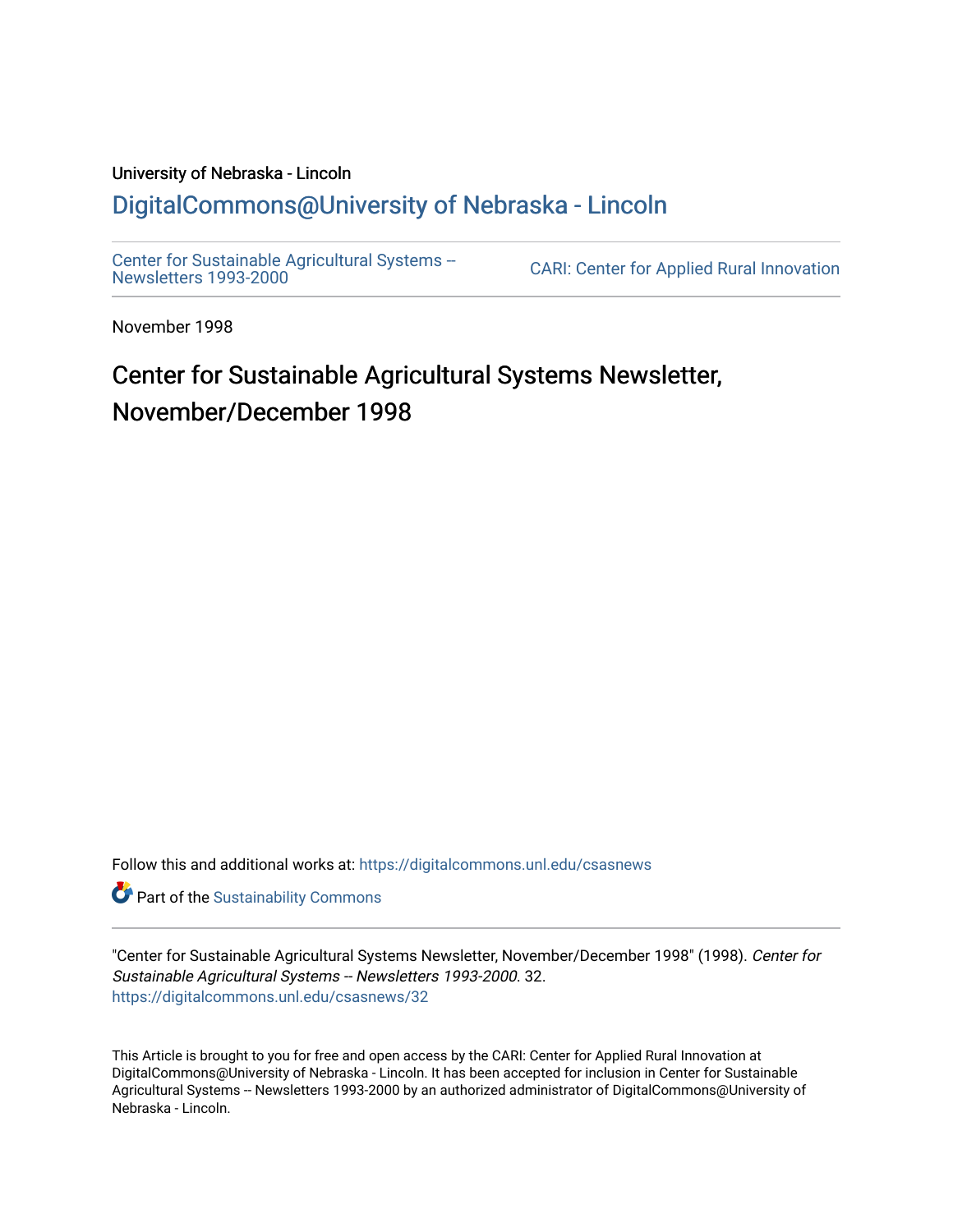University of Nebraska - Lincoln

## DigitalCommons@University of Nebraska - Lincoln

Center for Sustainable Agricultural Systems -- Newsletters 1993-2000

CARI: Center for Applied Rural Innovation

November 1998

# Center for Sustainable Agricultural Systems Newsletter, November/December 1998

Follow this and additional works at: https://digitalcommons.unl.edu/csasnews

Part of the Sustainability Commons

"Center for Sustainable Agricultural Systems Newsletter, November/December 1998" (1998). *Center for Sustainable Agricultural Systems -- Newsletters 1993-2000*. 32.
https://digitalcommons.unl.edu/csasnews/32

This Article is brought to you for free and open access by the CARI: Center for Applied Rural Innovation at DigitalCommons@University of Nebraska - Lincoln. It has been accepted for inclusion in Center for Sustainable Agricultural Systems -- Newsletters 1993-2000 by an authorized administrator of DigitalCommons@University of Nebraska - Lincoln.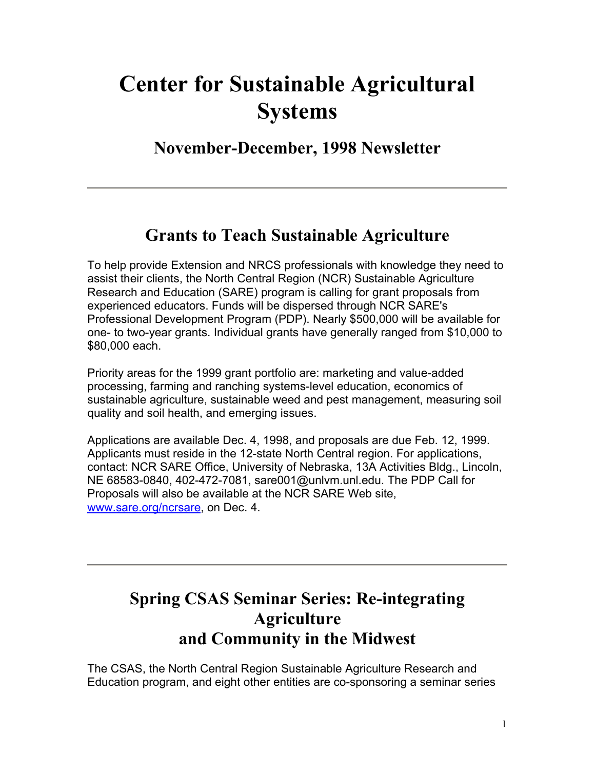# Center for Sustainable Agricultural Systems

## November-December, 1998 Newsletter

---

## Grants to Teach Sustainable Agriculture

To help provide Extension and NRCS professionals with knowledge they need to assist their clients, the North Central Region (NCR) Sustainable Agriculture Research and Education (SARE) program is calling for grant proposals from experienced educators. Funds will be dispersed through NCR SARE's Professional Development Program (PDP). Nearly $500,000 will be available for one- to two-year grants. Individual grants have generally ranged from $10,000 to $80,000 each.

Priority areas for the 1999 grant portfolio are: marketing and value-added processing, farming and ranching systems-level education, economics of sustainable agriculture, sustainable weed and pest management, measuring soil quality and soil health, and emerging issues.

Applications are available Dec. 4, 1998, and proposals are due Feb. 12, 1999. Applicants must reside in the 12-state North Central region. For applications, contact: NCR SARE Office, University of Nebraska, 13A Activities Bldg., Lincoln, NE 68583-0840, 402-472-7081, sare001@unlvm.unl.edu. The PDP Call for Proposals will also be available at the NCR SARE Web site, [www.sare.org/ncrsare](www.sare.org/ncrsare), on Dec. 4.

---

## Spring CSAS Seminar Series: Re-integrating Agriculture and Community in the Midwest

The CSAS, the North Central Region Sustainable Agriculture Research and Education program, and eight other entities are co-sponsoring a seminar series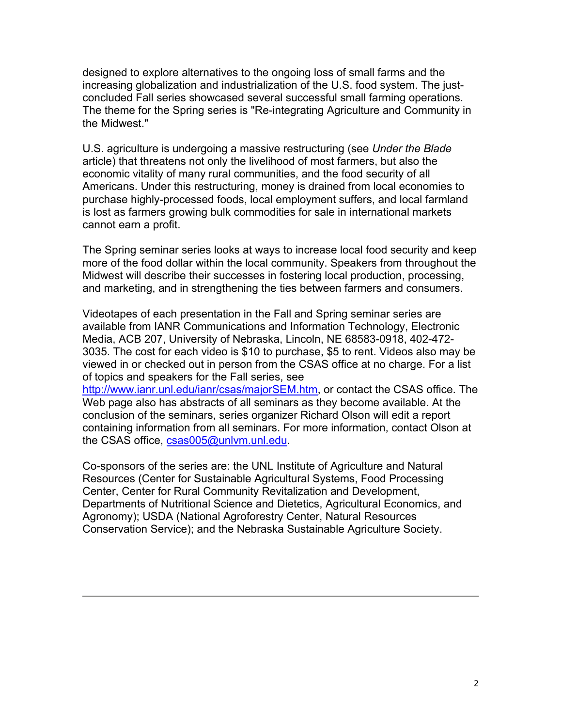designed to explore alternatives to the ongoing loss of small farms and the increasing globalization and industrialization of the U.S. food system. The just-concluded Fall series showcased several successful small farming operations. The theme for the Spring series is "Re-integrating Agriculture and Community in the Midwest."

U.S. agriculture is undergoing a massive restructuring (see *Under the Blade* article) that threatens not only the livelihood of most farmers, but also the economic vitality of many rural communities, and the food security of all Americans. Under this restructuring, money is drained from local economies to purchase highly-processed foods, local employment suffers, and local farmland is lost as farmers growing bulk commodities for sale in international markets cannot earn a profit.

The Spring seminar series looks at ways to increase local food security and keep more of the food dollar within the local community. Speakers from throughout the Midwest will describe their successes in fostering local production, processing, and marketing, and in strengthening the ties between farmers and consumers.

Videotapes of each presentation in the Fall and Spring seminar series are available from IANR Communications and Information Technology, Electronic Media, ACB 207, University of Nebraska, Lincoln, NE 68583-0918, 402-472-3035. The cost for each video is $10 to purchase, $5 to rent. Videos also may be viewed in or checked out in person from the CSAS office at no charge. For a list of topics and speakers for the Fall series, see [http://www.ianr.unl.edu/ianr/csas/majorSEM.htm](http://www.ianr.unl.edu/ianr/csas/majorSEM.htm), or contact the CSAS office. The Web page also has abstracts of all seminars as they become available. At the conclusion of the seminars, series organizer Richard Olson will edit a report containing information from all seminars. For more information, contact Olson at the CSAS office, [csas005@unlvm.unl.edu](mailto:csas005@unlvm.unl.edu).

Co-sponsors of the series are: the UNL Institute of Agriculture and Natural Resources (Center for Sustainable Agricultural Systems, Food Processing Center, Center for Rural Community Revitalization and Development, Departments of Nutritional Science and Dietetics, Agricultural Economics, and Agronomy); USDA (National Agroforestry Center, Natural Resources Conservation Service); and the Nebraska Sustainable Agriculture Society.

---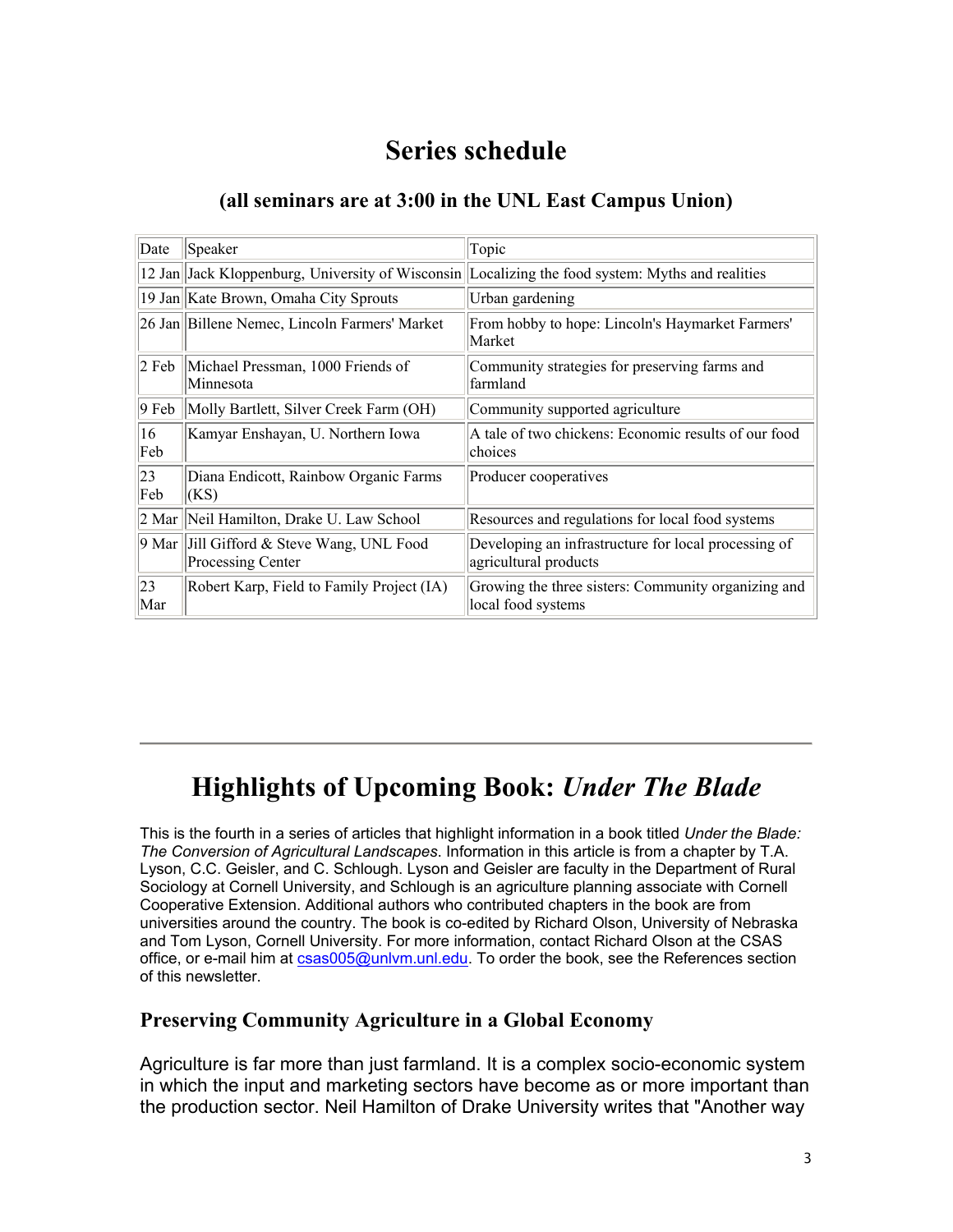# Series schedule

### (all seminars are at 3:00 in the UNL East Campus Union)

| Date | Speaker | Topic |
|---|---|---|
| 12 Jan | Jack Kloppenburg, University of Wisconsin | Localizing the food system: Myths and realities |
| 19 Jan | Kate Brown, Omaha City Sprouts | Urban gardening |
| 26 Jan | Billene Nemec, Lincoln Farmers' Market | From hobby to hope: Lincoln's Haymarket Farmers' Market |
| 2 Feb | Michael Pressman, 1000 Friends of Minnesota | Community strategies for preserving farms and farmland |
| 9 Feb | Molly Bartlett, Silver Creek Farm (OH) | Community supported agriculture |
| 16 Feb | Kamyar Enshayan, U. Northern Iowa | A tale of two chickens: Economic results of our food choices |
| 23 Feb | Diana Endicott, Rainbow Organic Farms (KS) | Producer cooperatives |
| 2 Mar | Neil Hamilton, Drake U. Law School | Resources and regulations for local food systems |
| 9 Mar | Jill Gifford & Steve Wang, UNL Food Processing Center | Developing an infrastructure for local processing of agricultural products |
| 23 Mar | Robert Karp, Field to Family Project (IA) | Growing the three sisters: Community organizing and local food systems |

---

# Highlights of Upcoming Book: *Under The Blade*

This is the fourth in a series of articles that highlight information in a book titled *Under the Blade: The Conversion of Agricultural Landscapes*. Information in this article is from a chapter by T.A. Lyson, C.C. Geisler, and C. Schlough. Lyson and Geisler are faculty in the Department of Rural Sociology at Cornell University, and Schlough is an agriculture planning associate with Cornell Cooperative Extension. Additional authors who contributed chapters in the book are from universities around the country. The book is co-edited by Richard Olson, University of Nebraska and Tom Lyson, Cornell University. For more information, contact Richard Olson at the CSAS office, or e-mail him at csas005@unlvm.unl.edu. To order the book, see the References section of this newsletter.

### Preserving Community Agriculture in a Global Economy

Agriculture is far more than just farmland. It is a complex socio-economic system in which the input and marketing sectors have become as or more important than the production sector. Neil Hamilton of Drake University writes that "Another way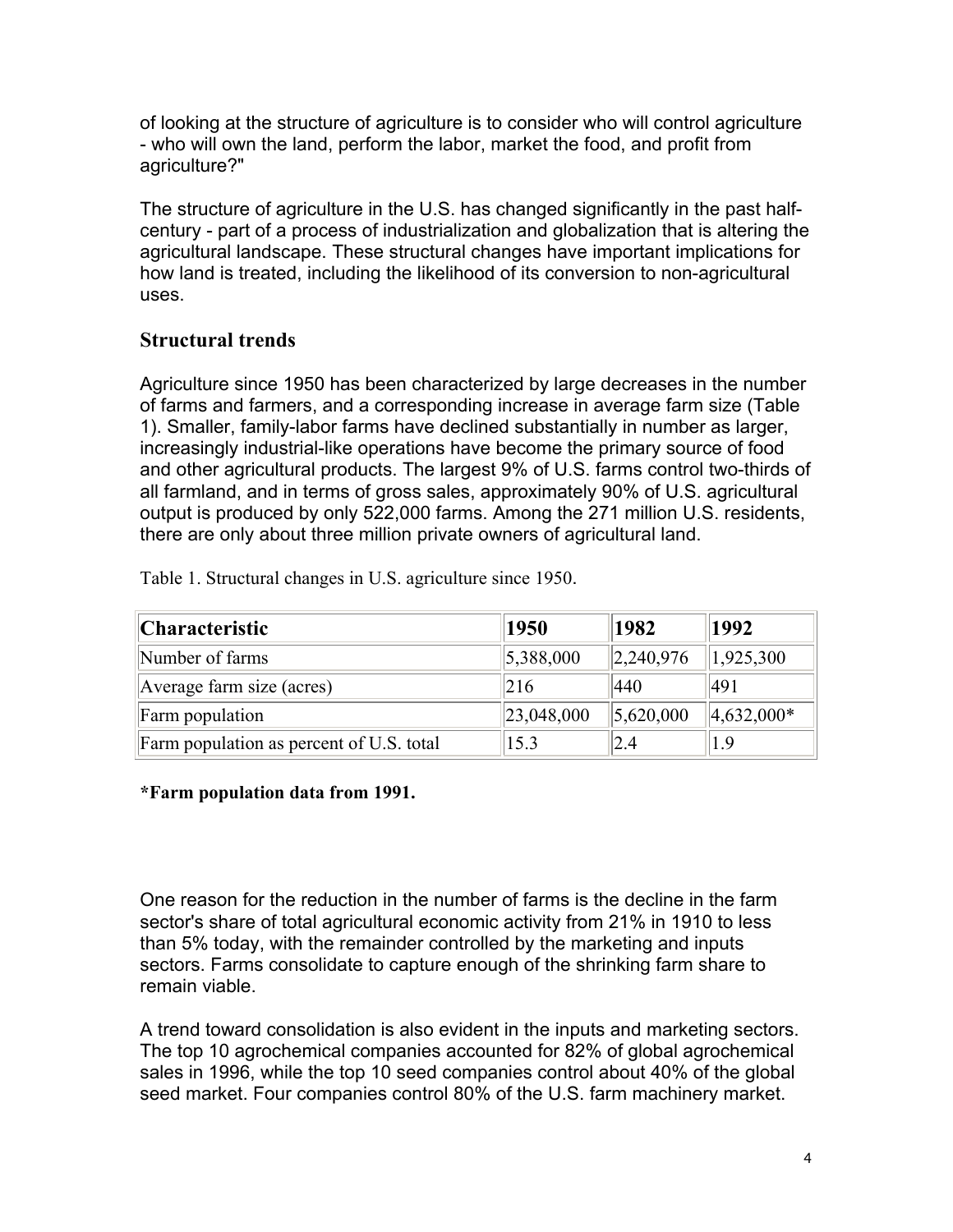of looking at the structure of agriculture is to consider who will control agriculture - who will own the land, perform the labor, market the food, and profit from agriculture?"

The structure of agriculture in the U.S. has changed significantly in the past half-century - part of a process of industrialization and globalization that is altering the agricultural landscape. These structural changes have important implications for how land is treated, including the likelihood of its conversion to non-agricultural uses.

## Structural trends

Agriculture since 1950 has been characterized by large decreases in the number of farms and farmers, and a corresponding increase in average farm size (Table 1). Smaller, family-labor farms have declined substantially in number as larger, increasingly industrial-like operations have become the primary source of food and other agricultural products. The largest 9% of U.S. farms control two-thirds of all farmland, and in terms of gross sales, approximately 90% of U.S. agricultural output is produced by only 522,000 farms. Among the 271 million U.S. residents, there are only about three million private owners of agricultural land.

Table 1. Structural changes in U.S. agriculture since 1950.

| Characteristic | 1950 | 1982 | 1992 |
|---|---|---|---|
| Number of farms | 5,388,000 | 2,240,976 | 1,925,300 |
| Average farm size (acres) | 216 | 440 | 491 |
| Farm population | 23,048,000 | 5,620,000 | 4,632,000* |
| Farm population as percent of U.S. total | 15.3 | 2.4 | 1.9 |

**\*Farm population data from 1991.**

One reason for the reduction in the number of farms is the decline in the farm sector's share of total agricultural economic activity from 21% in 1910 to less than 5% today, with the remainder controlled by the marketing and inputs sectors. Farms consolidate to capture enough of the shrinking farm share to remain viable.

A trend toward consolidation is also evident in the inputs and marketing sectors. The top 10 agrochemical companies accounted for 82% of global agrochemical sales in 1996, while the top 10 seed companies control about 40% of the global seed market. Four companies control 80% of the U.S. farm machinery market.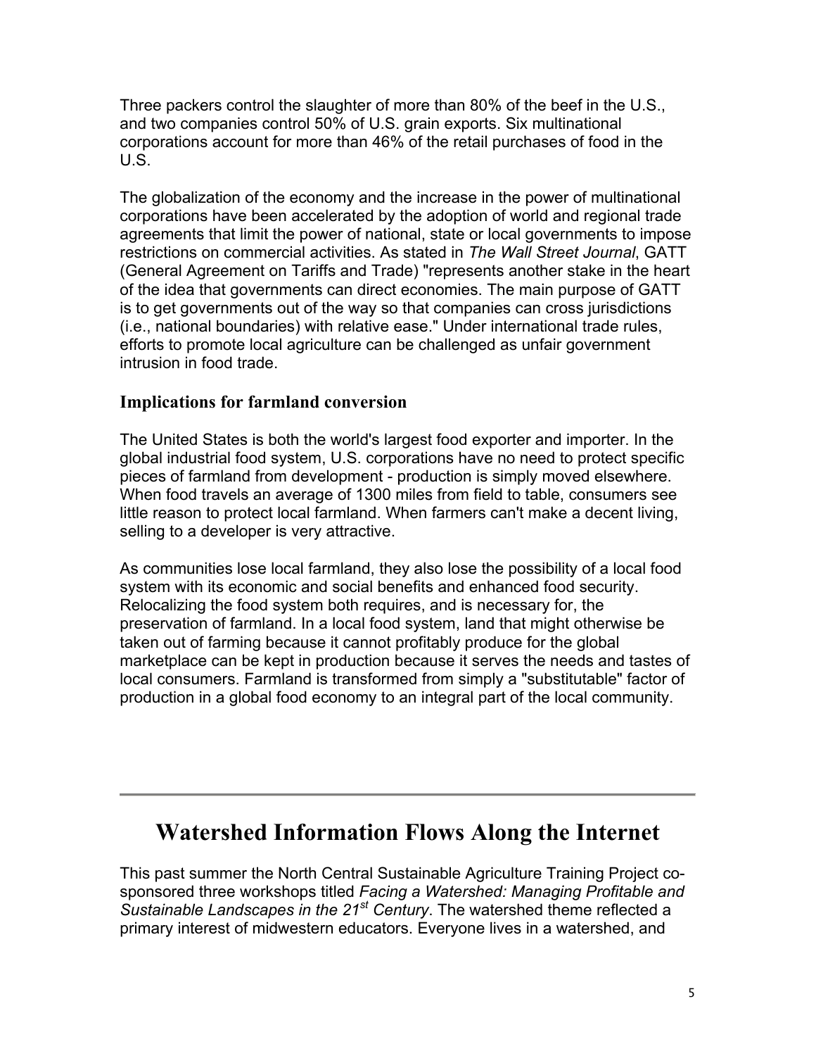Three packers control the slaughter of more than 80% of the beef in the U.S., and two companies control 50% of U.S. grain exports. Six multinational corporations account for more than 46% of the retail purchases of food in the U.S.

The globalization of the economy and the increase in the power of multinational corporations have been accelerated by the adoption of world and regional trade agreements that limit the power of national, state or local governments to impose restrictions on commercial activities. As stated in *The Wall Street Journal*, GATT (General Agreement on Tariffs and Trade) "represents another stake in the heart of the idea that governments can direct economies. The main purpose of GATT is to get governments out of the way so that companies can cross jurisdictions (i.e., national boundaries) with relative ease." Under international trade rules, efforts to promote local agriculture can be challenged as unfair government intrusion in food trade.

### Implications for farmland conversion

The United States is both the world's largest food exporter and importer. In the global industrial food system, U.S. corporations have no need to protect specific pieces of farmland from development - production is simply moved elsewhere. When food travels an average of 1300 miles from field to table, consumers see little reason to protect local farmland. When farmers can't make a decent living, selling to a developer is very attractive.

As communities lose local farmland, they also lose the possibility of a local food system with its economic and social benefits and enhanced food security. Relocalizing the food system both requires, and is necessary for, the preservation of farmland. In a local food system, land that might otherwise be taken out of farming because it cannot profitably produce for the global marketplace can be kept in production because it serves the needs and tastes of local consumers. Farmland is transformed from simply a "substitutable" factor of production in a global food economy to an integral part of the local community.

---

## Watershed Information Flows Along the Internet

This past summer the North Central Sustainable Agriculture Training Project co-sponsored three workshops titled *Facing a Watershed: Managing Profitable and Sustainable Landscapes in the 21st Century*. The watershed theme reflected a primary interest of midwestern educators. Everyone lives in a watershed, and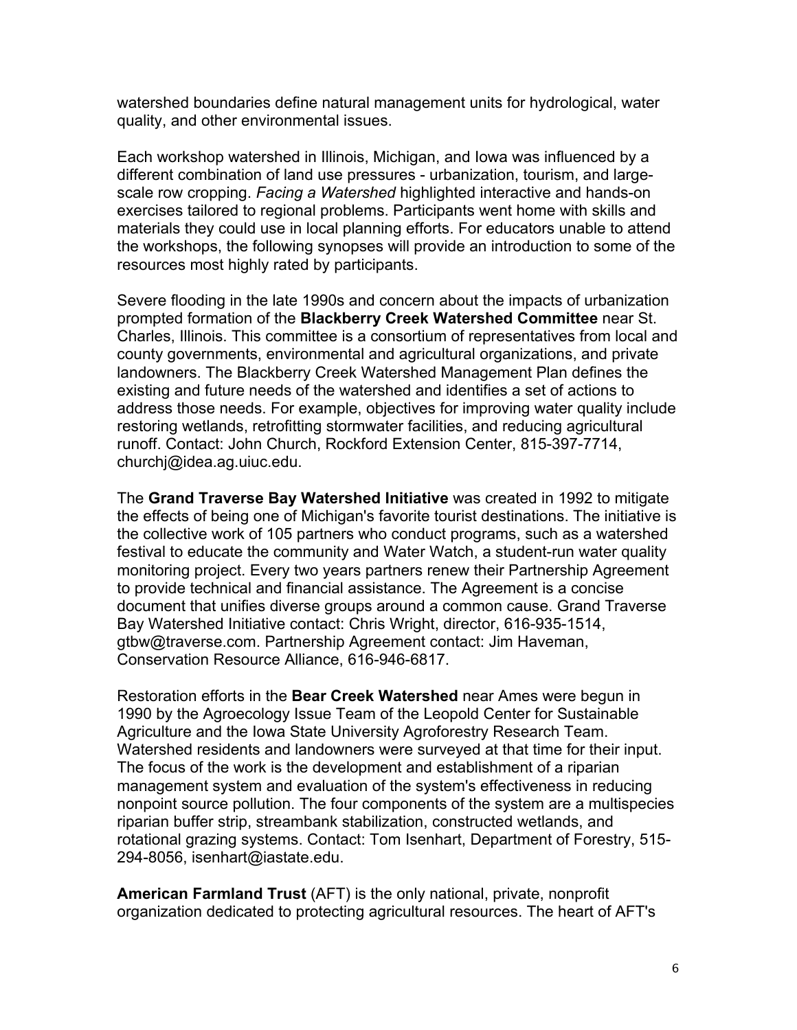watershed boundaries define natural management units for hydrological, water quality, and other environmental issues.

Each workshop watershed in Illinois, Michigan, and Iowa was influenced by a different combination of land use pressures - urbanization, tourism, and large-scale row cropping. *Facing a Watershed* highlighted interactive and hands-on exercises tailored to regional problems. Participants went home with skills and materials they could use in local planning efforts. For educators unable to attend the workshops, the following synopses will provide an introduction to some of the resources most highly rated by participants.

Severe flooding in the late 1990s and concern about the impacts of urbanization prompted formation of the **Blackberry Creek Watershed Committee** near St. Charles, Illinois. This committee is a consortium of representatives from local and county governments, environmental and agricultural organizations, and private landowners. The Blackberry Creek Watershed Management Plan defines the existing and future needs of the watershed and identifies a set of actions to address those needs. For example, objectives for improving water quality include restoring wetlands, retrofitting stormwater facilities, and reducing agricultural runoff. Contact: John Church, Rockford Extension Center, 815-397-7714, churchj@idea.ag.uiuc.edu.

The **Grand Traverse Bay Watershed Initiative** was created in 1992 to mitigate the effects of being one of Michigan's favorite tourist destinations. The initiative is the collective work of 105 partners who conduct programs, such as a watershed festival to educate the community and Water Watch, a student-run water quality monitoring project. Every two years partners renew their Partnership Agreement to provide technical and financial assistance. The Agreement is a concise document that unifies diverse groups around a common cause. Grand Traverse Bay Watershed Initiative contact: Chris Wright, director, 616-935-1514, gtbw@traverse.com. Partnership Agreement contact: Jim Haveman, Conservation Resource Alliance, 616-946-6817.

Restoration efforts in the **Bear Creek Watershed** near Ames were begun in 1990 by the Agroecology Issue Team of the Leopold Center for Sustainable Agriculture and the Iowa State University Agroforestry Research Team. Watershed residents and landowners were surveyed at that time for their input. The focus of the work is the development and establishment of a riparian management system and evaluation of the system's effectiveness in reducing nonpoint source pollution. The four components of the system are a multispecies riparian buffer strip, streambank stabilization, constructed wetlands, and rotational grazing systems. Contact: Tom Isenhart, Department of Forestry, 515-294-8056, isenhart@iastate.edu.

**American Farmland Trust** (AFT) is the only national, private, nonprofit organization dedicated to protecting agricultural resources. The heart of AFT's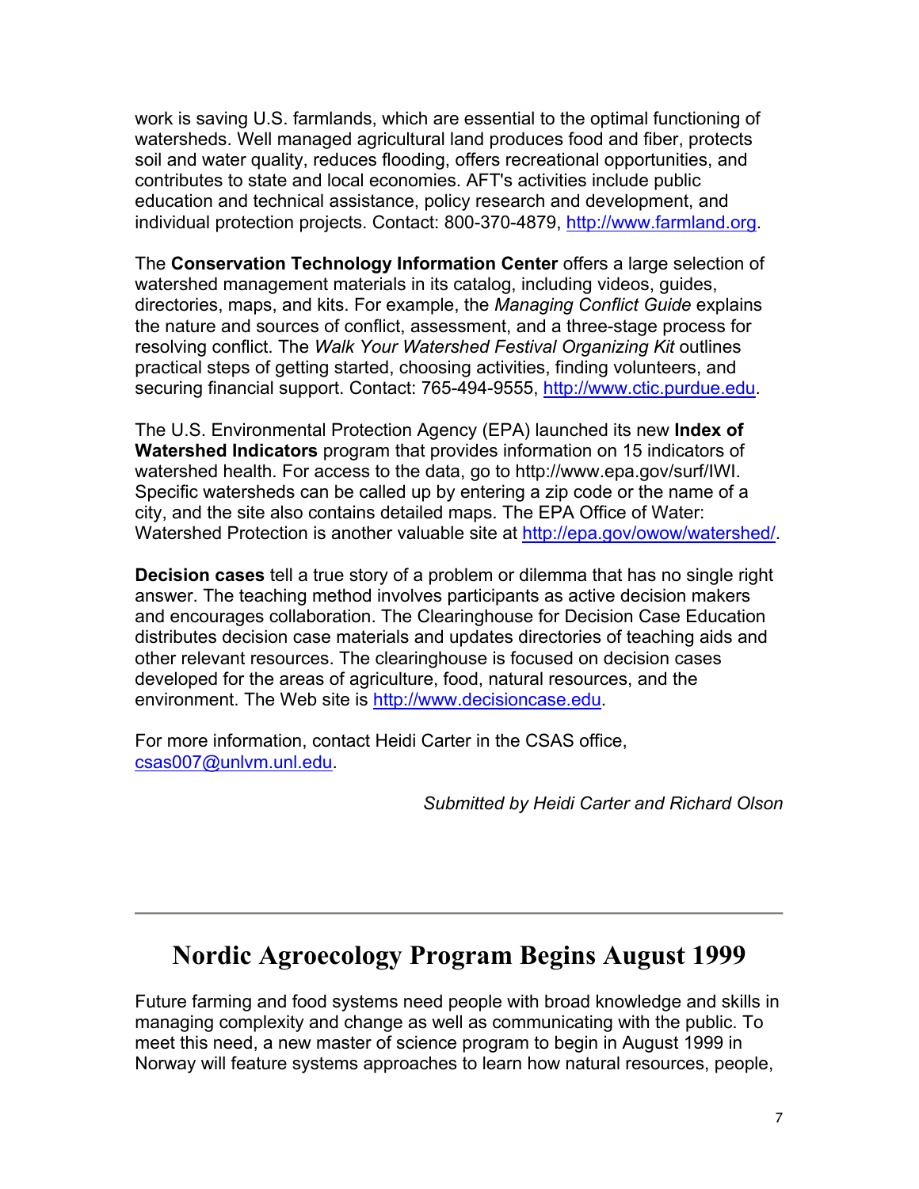work is saving U.S. farmlands, which are essential to the optimal functioning of watersheds. Well managed agricultural land produces food and fiber, protects soil and water quality, reduces flooding, offers recreational opportunities, and contributes to state and local economies. AFT's activities include public education and technical assistance, policy research and development, and individual protection projects. Contact: 800-370-4879, http://www.farmland.org.

The **Conservation Technology Information Center** offers a large selection of watershed management materials in its catalog, including videos, guides, directories, maps, and kits. For example, the *Managing Conflict Guide* explains the nature and sources of conflict, assessment, and a three-stage process for resolving conflict. The *Walk Your Watershed Festival Organizing Kit* outlines practical steps of getting started, choosing activities, finding volunteers, and securing financial support. Contact: 765-494-9555, http://www.ctic.purdue.edu.

The U.S. Environmental Protection Agency (EPA) launched its new **Index of Watershed Indicators** program that provides information on 15 indicators of watershed health. For access to the data, go to http://www.epa.gov/surf/IWI. Specific watersheds can be called up by entering a zip code or the name of a city, and the site also contains detailed maps. The EPA Office of Water: Watershed Protection is another valuable site at http://epa.gov/owow/watershed/.

**Decision cases** tell a true story of a problem or dilemma that has no single right answer. The teaching method involves participants as active decision makers and encourages collaboration. The Clearinghouse for Decision Case Education distributes decision case materials and updates directories of teaching aids and other relevant resources. The clearinghouse is focused on decision cases developed for the areas of agriculture, food, natural resources, and the environment. The Web site is http://www.decisioncase.edu.

For more information, contact Heidi Carter in the CSAS office, csas007@unlvm.unl.edu.

*Submitted by Heidi Carter and Richard Olson*

---

# Nordic Agroecology Program Begins August 1999

Future farming and food systems need people with broad knowledge and skills in managing complexity and change as well as communicating with the public. To meet this need, a new master of science program to begin in August 1999 in Norway will feature systems approaches to learn how natural resources, people,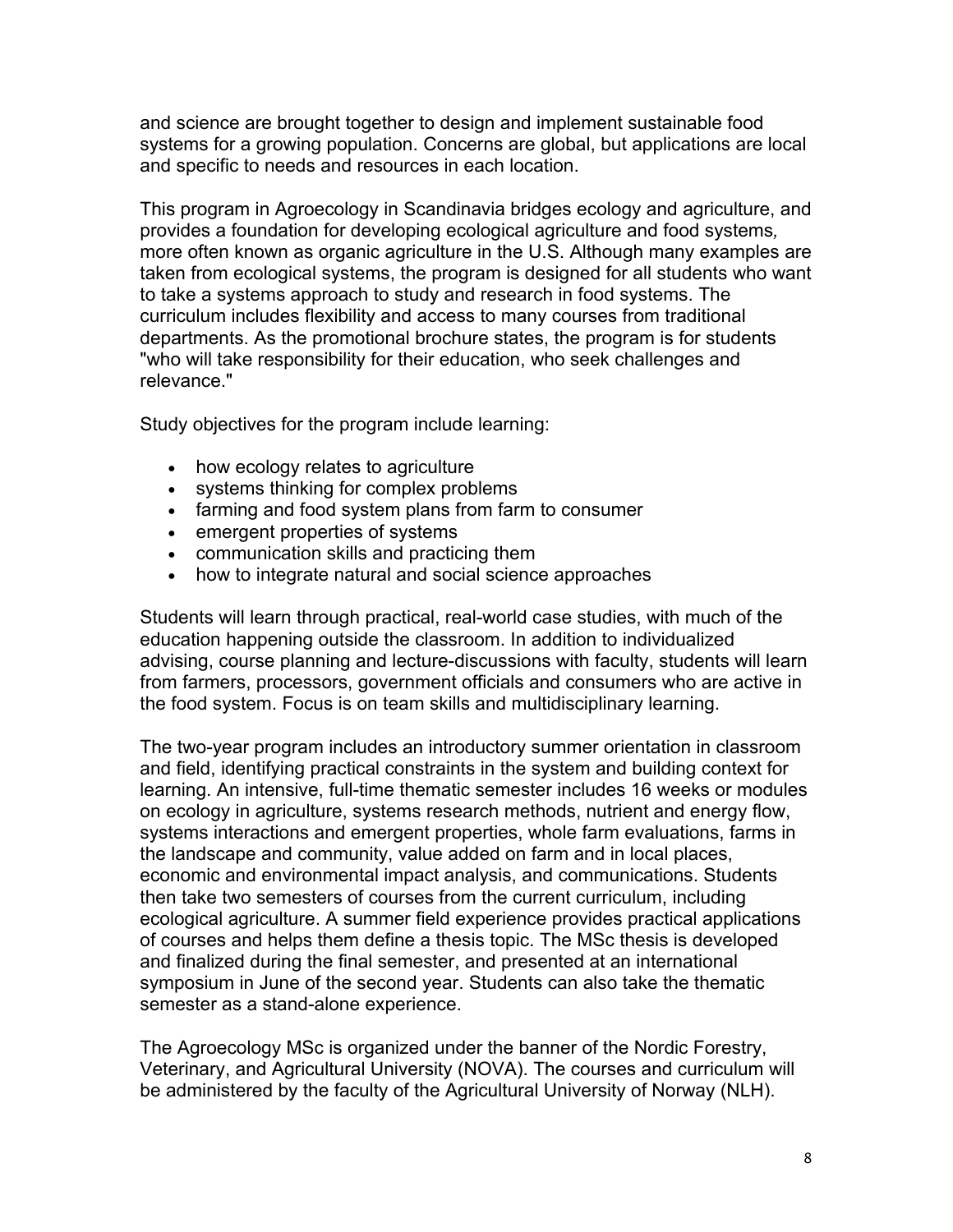and science are brought together to design and implement sustainable food systems for a growing population. Concerns are global, but applications are local and specific to needs and resources in each location.

This program in Agroecology in Scandinavia bridges ecology and agriculture, and provides a foundation for developing ecological agriculture and food systems*,* more often known as organic agriculture in the U.S. Although many examples are taken from ecological systems, the program is designed for all students who want to take a systems approach to study and research in food systems. The curriculum includes flexibility and access to many courses from traditional departments. As the promotional brochure states, the program is for students "who will take responsibility for their education, who seek challenges and relevance."

Study objectives for the program include learning:

- how ecology relates to agriculture
- systems thinking for complex problems
- farming and food system plans from farm to consumer
- emergent properties of systems
- communication skills and practicing them
- how to integrate natural and social science approaches

Students will learn through practical, real-world case studies, with much of the education happening outside the classroom. In addition to individualized advising, course planning and lecture-discussions with faculty, students will learn from farmers, processors, government officials and consumers who are active in the food system. Focus is on team skills and multidisciplinary learning.

The two-year program includes an introductory summer orientation in classroom and field, identifying practical constraints in the system and building context for learning. An intensive, full-time thematic semester includes 16 weeks or modules on ecology in agriculture, systems research methods, nutrient and energy flow, systems interactions and emergent properties, whole farm evaluations, farms in the landscape and community, value added on farm and in local places, economic and environmental impact analysis, and communications. Students then take two semesters of courses from the current curriculum, including ecological agriculture. A summer field experience provides practical applications of courses and helps them define a thesis topic. The MSc thesis is developed and finalized during the final semester, and presented at an international symposium in June of the second year. Students can also take the thematic semester as a stand-alone experience.

The Agroecology MSc is organized under the banner of the Nordic Forestry, Veterinary, and Agricultural University (NOVA). The courses and curriculum will be administered by the faculty of the Agricultural University of Norway (NLH).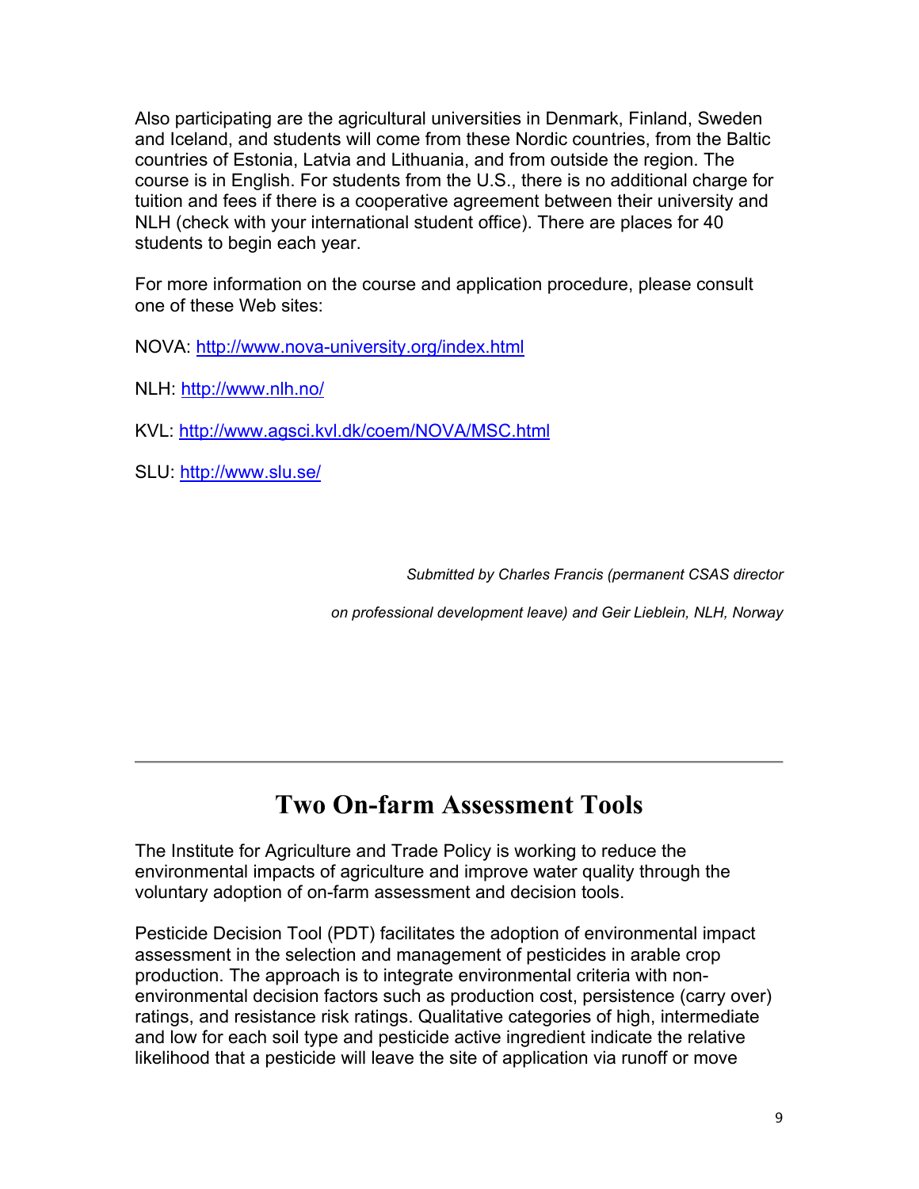Also participating are the agricultural universities in Denmark, Finland, Sweden and Iceland, and students will come from these Nordic countries, from the Baltic countries of Estonia, Latvia and Lithuania, and from outside the region. The course is in English. For students from the U.S., there is no additional charge for tuition and fees if there is a cooperative agreement between their university and NLH (check with your international student office). There are places for 40 students to begin each year.

For more information on the course and application procedure, please consult one of these Web sites:

NOVA: [http://www.nova-university.org/index.html](http://www.nova-university.org/index.html)

NLH: [http://www.nlh.no/](http://www.nlh.no/)

KVL: [http://www.agsci.kvl.dk/coem/NOVA/MSC.html](http://www.agsci.kvl.dk/coem/NOVA/MSC.html)

SLU: [http://www.slu.se/](http://www.slu.se/)

*Submitted by Charles Francis (permanent CSAS director on professional development leave) and Geir Lieblein, NLH, Norway*

---

# Two On-farm Assessment Tools

The Institute for Agriculture and Trade Policy is working to reduce the environmental impacts of agriculture and improve water quality through the voluntary adoption of on-farm assessment and decision tools.

Pesticide Decision Tool (PDT) facilitates the adoption of environmental impact assessment in the selection and management of pesticides in arable crop production. The approach is to integrate environmental criteria with non-environmental decision factors such as production cost, persistence (carry over) ratings, and resistance risk ratings. Qualitative categories of high, intermediate and low for each soil type and pesticide active ingredient indicate the relative likelihood that a pesticide will leave the site of application via runoff or move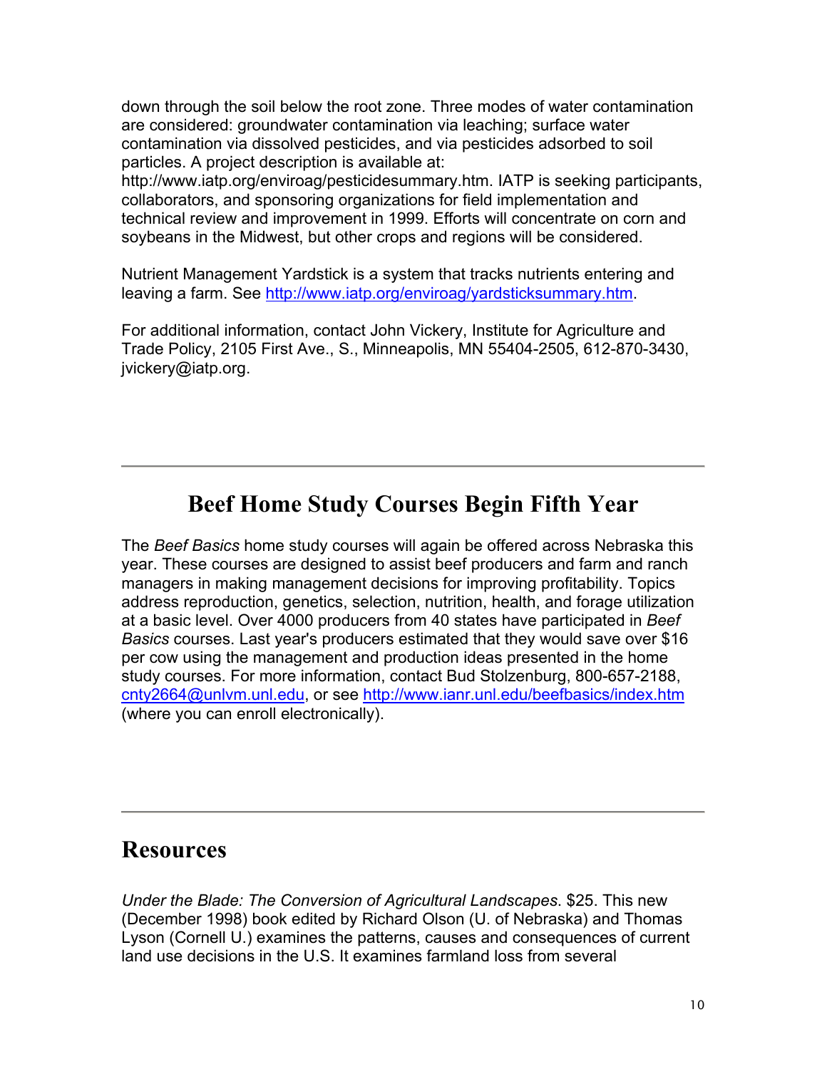down through the soil below the root zone. Three modes of water contamination are considered: groundwater contamination via leaching; surface water contamination via dissolved pesticides, and via pesticides adsorbed to soil particles. A project description is available at: http://www.iatp.org/enviroag/pesticidesummary.htm. IATP is seeking participants, collaborators, and sponsoring organizations for field implementation and technical review and improvement in 1999. Efforts will concentrate on corn and soybeans in the Midwest, but other crops and regions will be considered.

Nutrient Management Yardstick is a system that tracks nutrients entering and leaving a farm. See [http://www.iatp.org/enviroag/yardsticksummary.htm](http://www.iatp.org/enviroag/yardsticksummary.htm).

For additional information, contact John Vickery, Institute for Agriculture and Trade Policy, 2105 First Ave., S., Minneapolis, MN 55404-2505, 612-870-3430, jvickery@iatp.org.

---

## Beef Home Study Courses Begin Fifth Year

The *Beef Basics* home study courses will again be offered across Nebraska this year. These courses are designed to assist beef producers and farm and ranch managers in making management decisions for improving profitability. Topics address reproduction, genetics, selection, nutrition, health, and forage utilization at a basic level. Over 4000 producers from 40 states have participated in *Beef Basics* courses. Last year's producers estimated that they would save over $16 per cow using the management and production ideas presented in the home study courses. For more information, contact Bud Stolzenburg, 800-657-2188, [cnty2664@unlvm.unl.edu](mailto:cnty2664@unlvm.unl.edu), or see [http://www.ianr.unl.edu/beefbasics/index.htm](http://www.ianr.unl.edu/beefbasics/index.htm) (where you can enroll electronically).

---

## Resources

*Under the Blade: The Conversion of Agricultural Landscapes.* $25. This new (December 1998) book edited by Richard Olson (U. of Nebraska) and Thomas Lyson (Cornell U.) examines the patterns, causes and consequences of current land use decisions in the U.S. It examines farmland loss from several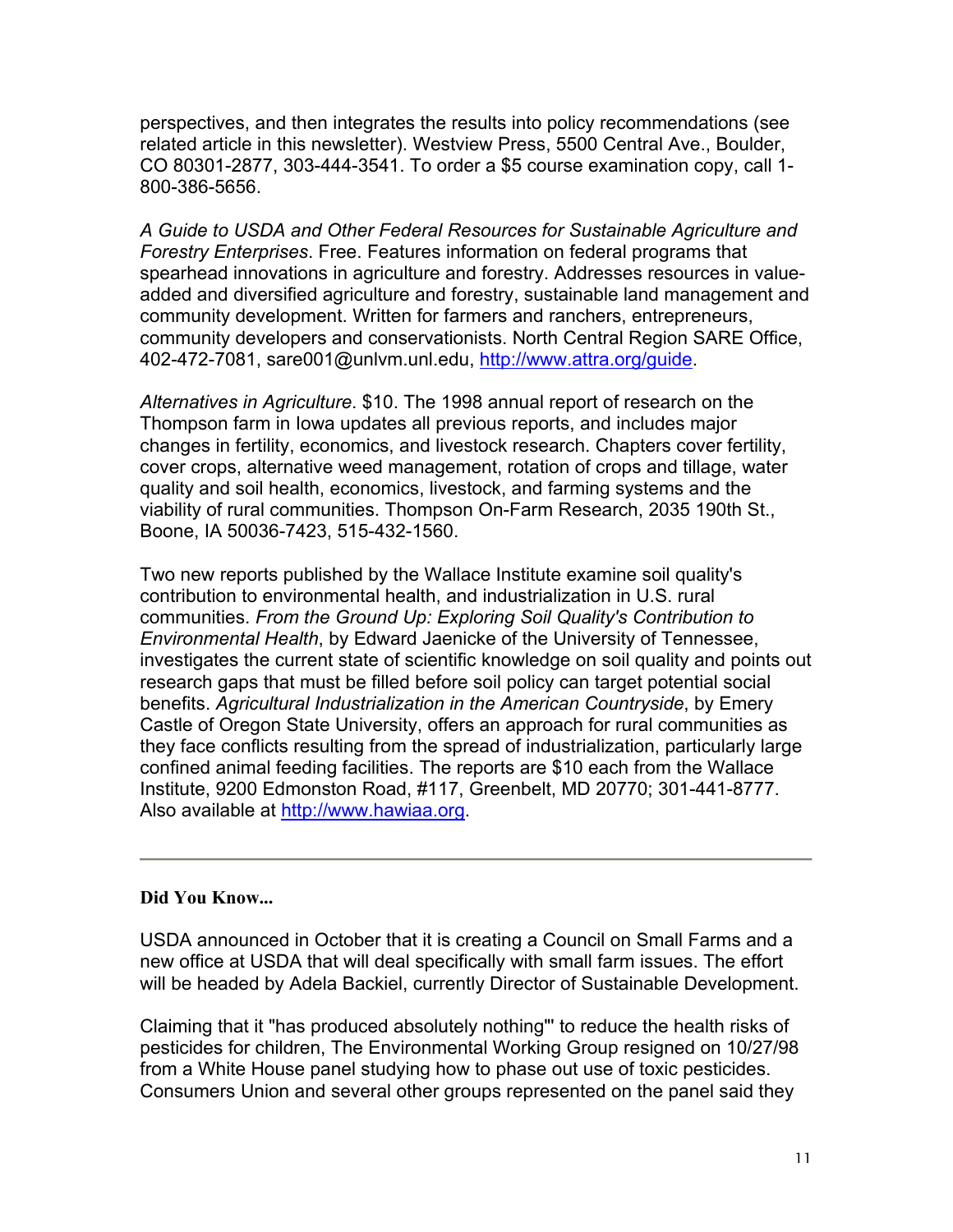perspectives, and then integrates the results into policy recommendations (see related article in this newsletter). Westview Press, 5500 Central Ave., Boulder, CO 80301-2877, 303-444-3541. To order a $5 course examination copy, call 1-800-386-5656.

*A Guide to USDA and Other Federal Resources for Sustainable Agriculture and Forestry Enterprises*. Free. Features information on federal programs that spearhead innovations in agriculture and forestry. Addresses resources in value-added and diversified agriculture and forestry, sustainable land management and community development. Written for farmers and ranchers, entrepreneurs, community developers and conservationists. North Central Region SARE Office, 402-472-7081, sare001@unlvm.unl.edu, [http://www.attra.org/guide](http://www.attra.org/guide).

*Alternatives in Agriculture*. $10. The 1998 annual report of research on the Thompson farm in Iowa updates all previous reports, and includes major changes in fertility, economics, and livestock research. Chapters cover fertility, cover crops, alternative weed management, rotation of crops and tillage, water quality and soil health, economics, livestock, and farming systems and the viability of rural communities. Thompson On-Farm Research, 2035 190th St., Boone, IA 50036-7423, 515-432-1560.

Two new reports published by the Wallace Institute examine soil quality's contribution to environmental health, and industrialization in U.S. rural communities. *From the Ground Up: Exploring Soil Quality's Contribution to Environmental Health*, by Edward Jaenicke of the University of Tennessee, investigates the current state of scientific knowledge on soil quality and points out research gaps that must be filled before soil policy can target potential social benefits. *Agricultural Industrialization in the American Countryside*, by Emery Castle of Oregon State University, offers an approach for rural communities as they face conflicts resulting from the spread of industrialization, particularly large confined animal feeding facilities. The reports are $10 each from the Wallace Institute, 9200 Edmonston Road, #117, Greenbelt, MD 20770; 301-441-8777. Also available at [http://www.hawiaa.org](http://www.hawiaa.org).

---

**Did You Know...**

USDA announced in October that it is creating a Council on Small Farms and a new office at USDA that will deal specifically with small farm issues. The effort will be headed by Adela Backiel, currently Director of Sustainable Development.

Claiming that it "has produced absolutely nothing"' to reduce the health risks of pesticides for children, The Environmental Working Group resigned on 10/27/98 from a White House panel studying how to phase out use of toxic pesticides. Consumers Union and several other groups represented on the panel said they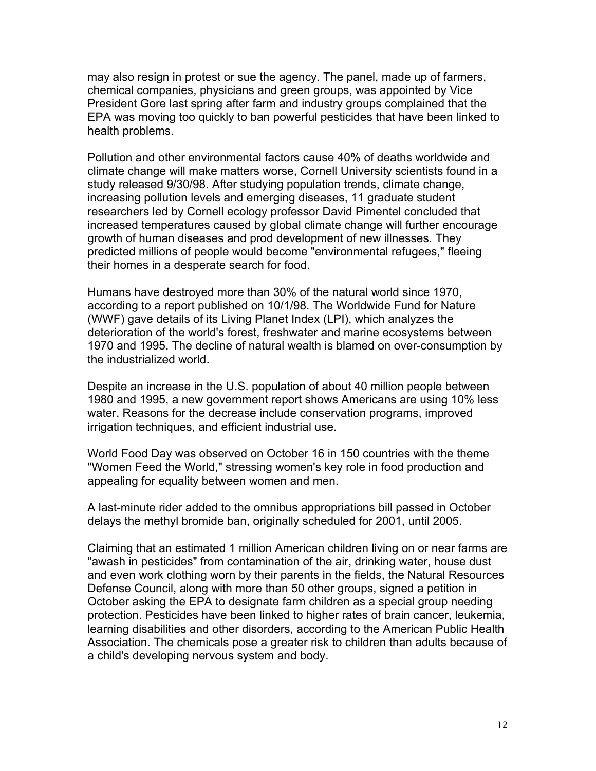may also resign in protest or sue the agency. The panel, made up of farmers, chemical companies, physicians and green groups, was appointed by Vice President Gore last spring after farm and industry groups complained that the EPA was moving too quickly to ban powerful pesticides that have been linked to health problems.

Pollution and other environmental factors cause 40% of deaths worldwide and climate change will make matters worse, Cornell University scientists found in a study released 9/30/98. After studying population trends, climate change, increasing pollution levels and emerging diseases, 11 graduate student researchers led by Cornell ecology professor David Pimentel concluded that increased temperatures caused by global climate change will further encourage growth of human diseases and prod development of new illnesses. They predicted millions of people would become "environmental refugees," fleeing their homes in a desperate search for food.

Humans have destroyed more than 30% of the natural world since 1970, according to a report published on 10/1/98. The Worldwide Fund for Nature (WWF) gave details of its Living Planet Index (LPI), which analyzes the deterioration of the world's forest, freshwater and marine ecosystems between 1970 and 1995. The decline of natural wealth is blamed on over-consumption by the industrialized world.

Despite an increase in the U.S. population of about 40 million people between 1980 and 1995, a new government report shows Americans are using 10% less water. Reasons for the decrease include conservation programs, improved irrigation techniques, and efficient industrial use.

World Food Day was observed on October 16 in 150 countries with the theme "Women Feed the World," stressing women's key role in food production and appealing for equality between women and men.

A last-minute rider added to the omnibus appropriations bill passed in October delays the methyl bromide ban, originally scheduled for 2001, until 2005.

Claiming that an estimated 1 million American children living on or near farms are "awash in pesticides" from contamination of the air, drinking water, house dust and even work clothing worn by their parents in the fields, the Natural Resources Defense Council, along with more than 50 other groups, signed a petition in October asking the EPA to designate farm children as a special group needing protection. Pesticides have been linked to higher rates of brain cancer, leukemia, learning disabilities and other disorders, according to the American Public Health Association. The chemicals pose a greater risk to children than adults because of a child's developing nervous system and body.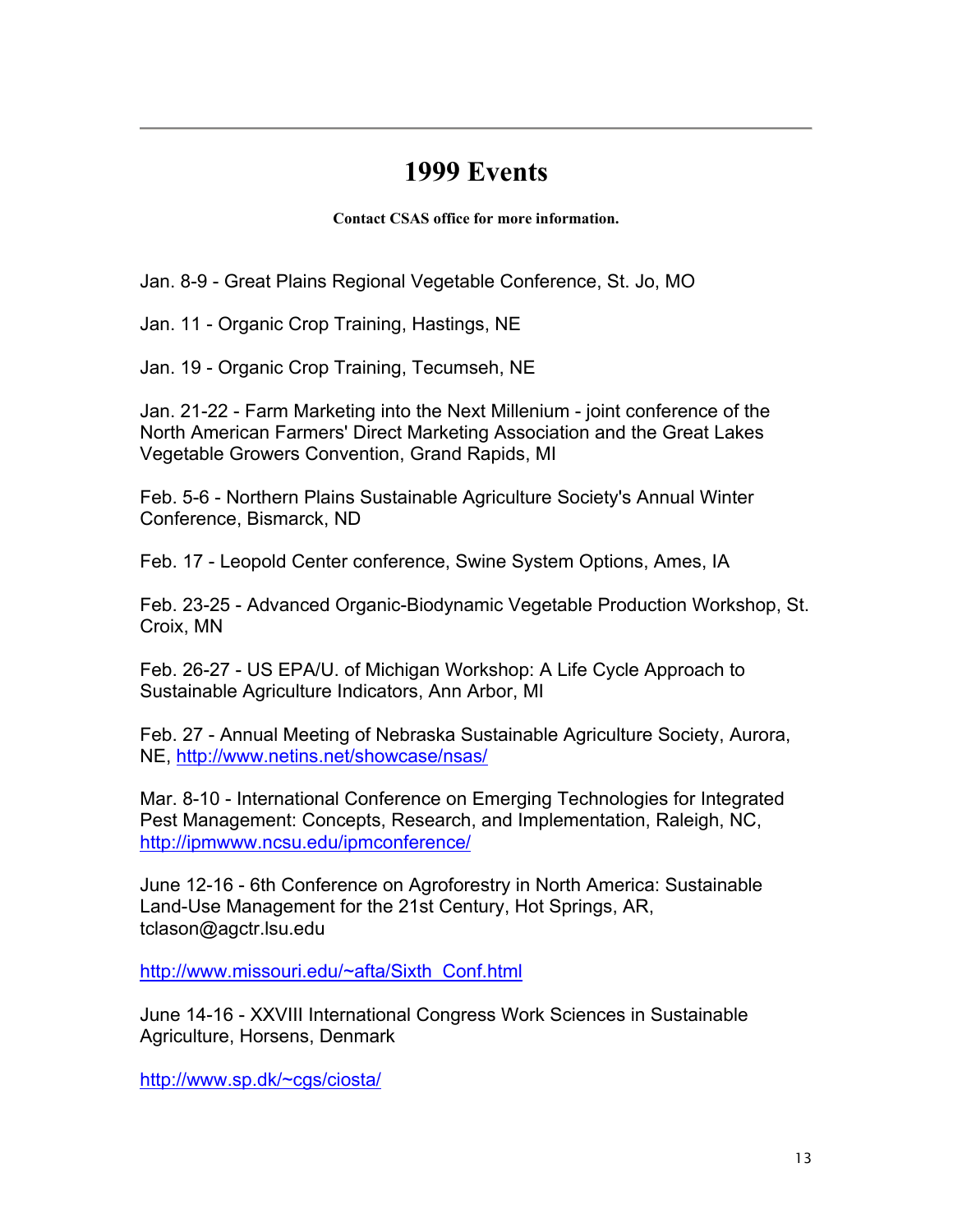# 1999 Events

**Contact CSAS office for more information.**

Jan. 8-9 - Great Plains Regional Vegetable Conference, St. Jo, MO

Jan. 11 - Organic Crop Training, Hastings, NE

Jan. 19 - Organic Crop Training, Tecumseh, NE

Jan. 21-22 - Farm Marketing into the Next Millenium - joint conference of the North American Farmers' Direct Marketing Association and the Great Lakes Vegetable Growers Convention, Grand Rapids, MI

Feb. 5-6 - Northern Plains Sustainable Agriculture Society's Annual Winter Conference, Bismarck, ND

Feb. 17 - Leopold Center conference, Swine System Options, Ames, IA

Feb. 23-25 - Advanced Organic-Biodynamic Vegetable Production Workshop, St. Croix, MN

Feb. 26-27 - US EPA/U. of Michigan Workshop: A Life Cycle Approach to Sustainable Agriculture Indicators, Ann Arbor, MI

Feb. 27 - Annual Meeting of Nebraska Sustainable Agriculture Society, Aurora, NE, http://www.netins.net/showcase/nsas/

Mar. 8-10 - International Conference on Emerging Technologies for Integrated Pest Management: Concepts, Research, and Implementation, Raleigh, NC, http://ipmwww.ncsu.edu/ipmconference/

June 12-16 - 6th Conference on Agroforestry in North America: Sustainable Land-Use Management for the 21st Century, Hot Springs, AR, tclason@agctr.lsu.edu

http://www.missouri.edu/~afta/Sixth_Conf.html

June 14-16 - XXVIII International Congress Work Sciences in Sustainable Agriculture, Horsens, Denmark

http://www.sp.dk/~cgs/ciosta/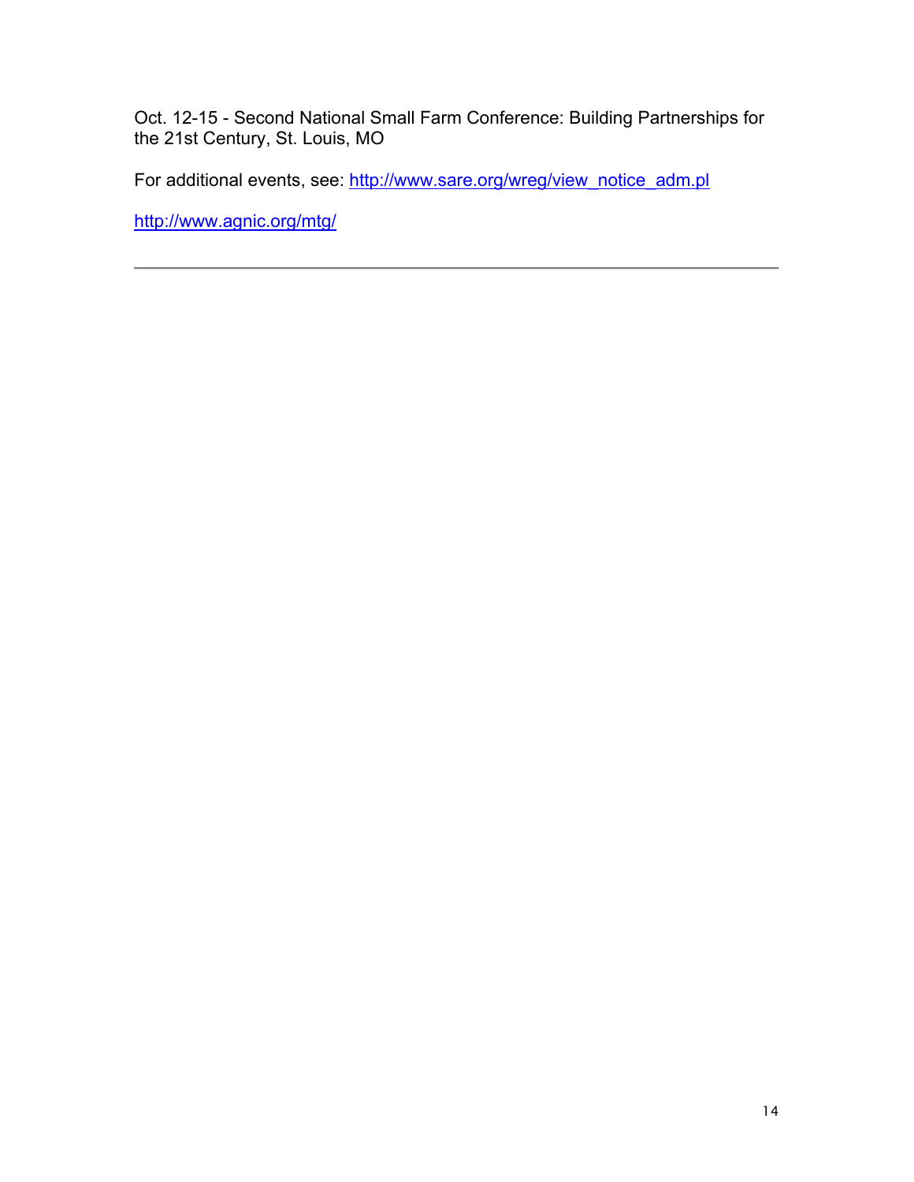Oct. 12-15 - Second National Small Farm Conference: Building Partnerships for the 21st Century, St. Louis, MO

For additional events, see: [http://www.sare.org/wreg/view_notice_adm.pl](http://www.sare.org/wreg/view_notice_adm.pl)

[http://www.agnic.org/mtg/](http://www.agnic.org/mtg/)

---